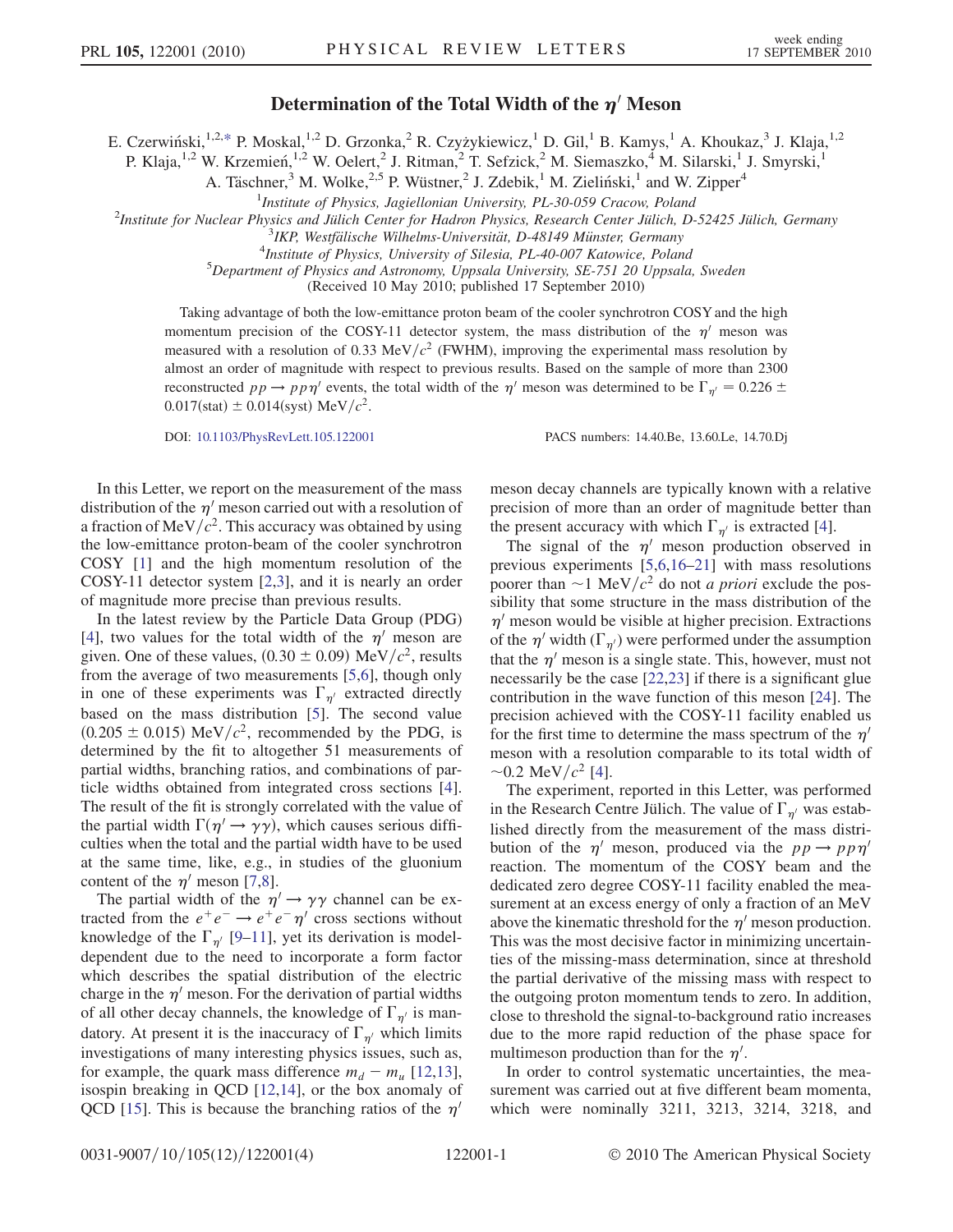# Determination of the Total Width of the $\eta'$ Meson

E. Czerwiński,[1,2,*] P. Moskal,[1,2] D. Grzonka,[2] R. Czyżykiewicz,[1] D. Gil,[1] B. Kamys,[1] A. Khoukaz,[3] J. Klaja,[1,2] P. Klaja,[1,2] W. Krzemień,[1,2] W. Oelert,[2] J. Ritman,[2] T. Sefzick,[2] M. Siemaszko,[4] M. Silarski,[1] J. Smyrski,[1] A. Täschner,[3] M. Wolke,[2,5] P. Wüstner,[2] J. Zdebik,[1] M. Zieliński,[1] and W. Zipper[4]

[1]Institute of Physics, Jagiellonian University, PL-30-059 Cracow, Poland

[2]Institute for Nuclear Physics and Jülich Center for Hadron Physics, Research Center Jülich, D-52425 Jülich, Germany

[3]IKP, Westfälische Wilhelms-Universität, D-48149 Münster, Germany

[4]Institute of Physics, University of Silesia, PL-40-007 Katowice, Poland

[5]Department of Physics and Astronomy, Uppsala University, SE-751 20 Uppsala, Sweden

(Received 10 May 2010; published 17 September 2010)

Taking advantage of both the low-emittance proton beam of the cooler synchrotron COSY and the high momentum precision of the COSY-11 detector system, the mass distribution of the $\eta'$ meson was measured with a resolution of 0.33 MeV/$c^2$ (FWHM), improving the experimental mass resolution by almost an order of magnitude with respect to previous results. Based on the sample of more than 2300 reconstructed $pp \to pp\eta'$ events, the total width of the $\eta'$ meson was determined to be $\Gamma_{\eta'} = 0.226 \pm 0.017(\text{stat}) \pm 0.014(\text{syst})$ MeV/$c^2$.

DOI: 10.1103/PhysRevLett.105.122001 PACS numbers: 14.40.Be, 13.60.Le, 14.70.Dj

In this Letter, we report on the measurement of the mass distribution of the $\eta'$ meson carried out with a resolution of a fraction of MeV/$c^2$. This accuracy was obtained by using the low-emittance proton-beam of the cooler synchrotron COSY [1] and the high momentum resolution of the COSY-11 detector system [2,3], and it is nearly an order of magnitude more precise than previous results.

In the latest review by the Particle Data Group (PDG) [4], two values for the total width of the $\eta'$ meson are given. One of these values, $(0.30 \pm 0.09)$ MeV/$c^2$, results from the average of two measurements [5,6], though only in one of these experiments was $\Gamma_{\eta'}$ extracted directly based on the mass distribution [5]. The second value $(0.205 \pm 0.015)$ MeV/$c^2$, recommended by the PDG, is determined by the fit to altogether 51 measurements of partial widths, branching ratios, and combinations of particle widths obtained from integrated cross sections [4]. The result of the fit is strongly correlated with the value of the partial width $\Gamma(\eta' \to \gamma\gamma)$, which causes serious difficulties when the total and the partial width have to be used at the same time, like, e.g., in studies of the gluonium content of the $\eta'$ meson [7,8].

The partial width of the $\eta' \to \gamma\gamma$ channel can be extracted from the $e^+e^- \to e^+e^-\eta'$ cross sections without knowledge of the $\Gamma_{\eta'}$ [9–11], yet its derivation is model-dependent due to the need to incorporate a form factor which describes the spatial distribution of the electric charge in the $\eta'$ meson. For the derivation of partial widths of all other decay channels, the knowledge of $\Gamma_{\eta'}$ is mandatory. At present it is the inaccuracy of $\Gamma_{\eta'}$ which limits investigations of many interesting physics issues, such as, for example, the quark mass difference $m_d - m_u$ [12,13], isospin breaking in QCD [12,14], or the box anomaly of QCD [15]. This is because the branching ratios of the $\eta'$ meson decay channels are typically known with a relative precision of more than an order of magnitude better than the present accuracy with which $\Gamma_{\eta'}$ is extracted [4].

The signal of the $\eta'$ meson production observed in previous experiments [5,6,16–21] with mass resolutions poorer than $\sim$1 MeV/$c^2$ do not *a priori* exclude the possibility that some structure in the mass distribution of the $\eta'$ meson would be visible at higher precision. Extractions of the $\eta'$ width ($\Gamma_{\eta'}$) were performed under the assumption that the $\eta'$ meson is a single state. This, however, must not necessarily be the case [22,23] if there is a significant glue contribution in the wave function of this meson [24]. The precision achieved with the COSY-11 facility enabled us for the first time to determine the mass spectrum of the $\eta'$ meson with a resolution comparable to its total width of $\sim$0.2 MeV/$c^2$ [4].

The experiment, reported in this Letter, was performed in the Research Centre Jülich. The value of $\Gamma_{\eta'}$ was established directly from the measurement of the mass distribution of the $\eta'$ meson, produced via the $pp \to pp\eta'$ reaction. The momentum of the COSY beam and the dedicated zero degree COSY-11 facility enabled the measurement at an excess energy of only a fraction of an MeV above the kinematic threshold for the $\eta'$ meson production. This was the most decisive factor in minimizing uncertainties of the missing-mass determination, since at threshold the partial derivative of the missing mass with respect to the outgoing proton momentum tends to zero. In addition, close to threshold the signal-to-background ratio increases due to the more rapid reduction of the phase space for multimeson production than for the $\eta'$.

In order to control systematic uncertainties, the measurement was carried out at five different beam momenta, which were nominally 3211, 3213, 3214, 3218, and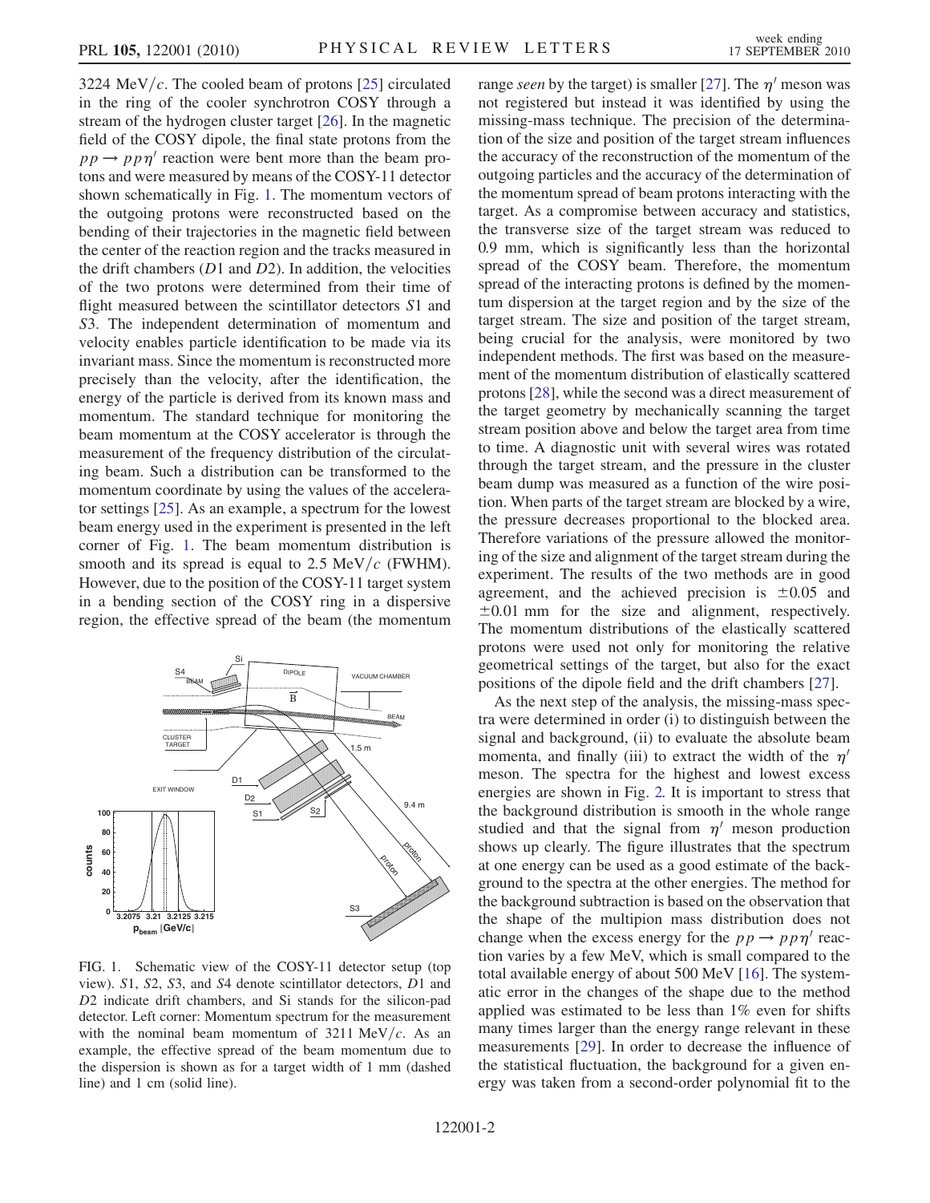3224 MeV/$c$. The cooled beam of protons [25] circulated in the ring of the cooler synchrotron COSY through a stream of the hydrogen cluster target [26]. In the magnetic field of the COSY dipole, the final state protons from the $pp \to pp\eta'$ reaction were bent more than the beam protons and were measured by means of the COSY-11 detector shown schematically in Fig. 1. The momentum vectors of the outgoing protons were reconstructed based on the bending of their trajectories in the magnetic field between the center of the reaction region and the tracks measured in the drift chambers ($D1$ and $D2$). In addition, the velocities of the two protons were determined from their time of flight measured between the scintillator detectors $S1$ and $S3$. The independent determination of momentum and velocity enables particle identification to be made via its invariant mass. Since the momentum is reconstructed more precisely than the velocity, after the identification, the energy of the particle is derived from its known mass and momentum. The standard technique for monitoring the beam momentum at the COSY accelerator is through the measurement of the frequency distribution of the circulating beam. Such a distribution can be transformed to the momentum coordinate by using the values of the accelerator settings [25]. As an example, a spectrum for the lowest beam energy used in the experiment is presented in the left corner of Fig. 1. The beam momentum distribution is smooth and its spread is equal to 2.5 MeV/$c$ (FWHM). However, due to the position of the COSY-11 target system in a bending section of the COSY ring in a dispersive region, the effective spread of the beam (the momentum range *seen* by the target) is smaller [27]. The $\eta'$ meson was not registered but instead it was identified by using the missing-mass technique. The precision of the determination of the size and position of the target stream influences the accuracy of the reconstruction of the momentum of the outgoing particles and the accuracy of the determination of the momentum spread of beam protons interacting with the target. As a compromise between accuracy and statistics, the transverse size of the target stream was reduced to 0.9 mm, which is significantly less than the horizontal spread of the COSY beam. Therefore, the momentum spread of the interacting protons is defined by the momentum dispersion at the target region and by the size of the target stream. The size and position of the target stream, being crucial for the analysis, were monitored by two independent methods. The first was based on the measurement of the momentum distribution of elastically scattered protons [28], while the second was a direct measurement of the target geometry by mechanically scanning the target stream position above and below the target area from time to time. A diagnostic unit with several wires was rotated through the target stream, and the pressure in the cluster beam dump was measured as a function of the wire position. When parts of the target stream are blocked by a wire, the pressure decreases proportional to the blocked area. Therefore variations of the pressure allowed the monitoring of the size and alignment of the target stream during the experiment. The results of the two methods are in good agreement, and the achieved precision is $\pm 0.05$ and $\pm 0.01$ mm for the size and alignment, respectively. The momentum distributions of the elastically scattered protons were used not only for monitoring the relative geometrical settings of the target, but also for the exact positions of the dipole field and the drift chambers [27].

FIG. 1. Schematic view of the COSY-11 detector setup (top view). $S1$, $S2$, $S3$, and $S4$ denote scintillator detectors, $D1$ and $D2$ indicate drift chambers, and Si stands for the silicon-pad detector. Left corner: Momentum spectrum for the measurement with the nominal beam momentum of 3211 MeV/$c$. As an example, the effective spread of the beam momentum due to the dispersion is shown as for a target width of 1 mm (dashed line) and 1 cm (solid line).

As the next step of the analysis, the missing-mass spectra were determined in order (i) to distinguish between the signal and background, (ii) to evaluate the absolute beam momenta, and finally (iii) to extract the width of the $\eta'$ meson. The spectra for the highest and lowest excess energies are shown in Fig. 2. It is important to stress that the background distribution is smooth in the whole range studied and that the signal from $\eta'$ meson production shows up clearly. The figure illustrates that the spectrum at one energy can be used as a good estimate of the background to the spectra at the other energies. The method for the background subtraction is based on the observation that the shape of the multipion mass distribution does not change when the excess energy for the $pp \to pp\eta'$ reaction varies by a few MeV, which is small compared to the total available energy of about 500 MeV [16]. The systematic error in the changes of the shape due to the method applied was estimated to be less than 1% even for shifts many times larger than the energy range relevant in these measurements [29]. In order to decrease the influence of the statistical fluctuation, the background for a given energy was taken from a second-order polynomial fit to the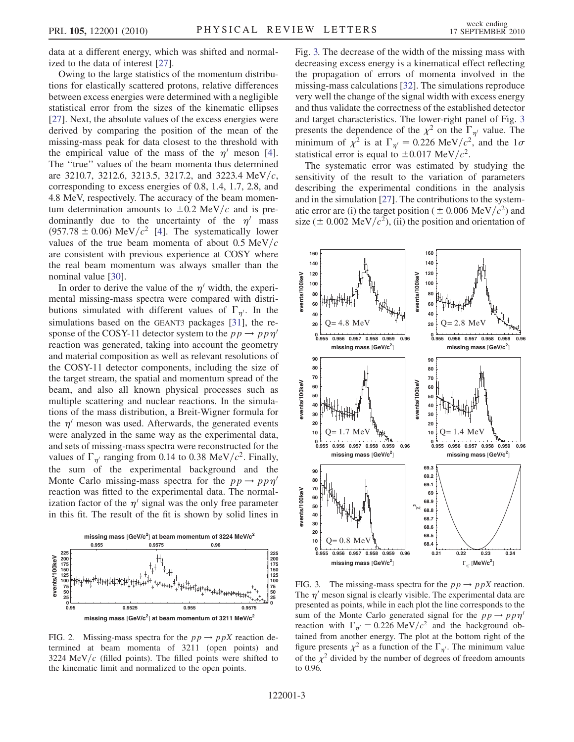data at a different energy, which was shifted and normalized to the data of interest [27].

Owing to the large statistics of the momentum distributions for elastically scattered protons, relative differences between excess energies were determined with a negligible statistical error from the sizes of the kinematic ellipses [27]. Next, the absolute values of the excess energies were derived by comparing the position of the mean of the missing-mass peak for data closest to the threshold with the empirical value of the mass of the $\eta'$ meson [4]. The "true" values of the beam momenta thus determined are 3210.7, 3212.6, 3213.5, 3217.2, and 3223.4 MeV/$c$, corresponding to excess energies of 0.8, 1.4, 1.7, 2.8, and 4.8 MeV, respectively. The accuracy of the beam momentum determination amounts to $\pm 0.2$ MeV/$c$ and is predominantly due to the uncertainty of the $\eta'$ mass $(957.78 \pm 0.06)$ MeV/$c^2$ [4]. The systematically lower values of the true beam momenta of about 0.5 MeV/$c$ are consistent with previous experience at COSY where the real beam momentum was always smaller than the nominal value [30].

In order to derive the value of the $\eta'$ width, the experimental missing-mass spectra were compared with distributions simulated with different values of $\Gamma_{\eta'}$. In the simulations based on the GEANT3 packages [31], the response of the COSY-11 detector system to the $pp \to pp\eta'$ reaction was generated, taking into account the geometry and material composition as well as relevant resolutions of the COSY-11 detector components, including the size of the target stream, the spatial and momentum spread of the beam, and also all known physical processes such as multiple scattering and nuclear reactions. In the simulations of the mass distribution, a Breit-Wigner formula for the $\eta'$ meson was used. Afterwards, the generated events were analyzed in the same way as the experimental data, and sets of missing-mass spectra were reconstructed for the values of $\Gamma_{\eta'}$ ranging from 0.14 to 0.38 MeV/$c^2$. Finally, the sum of the experimental background and the Monte Carlo missing-mass spectra for the $pp \to pp\eta'$ reaction was fitted to the experimental data. The normalization factor of the $\eta'$ signal was the only free parameter in this fit. The result of the fit is shown by solid lines in Fig. 3. The decrease of the width of the missing mass with decreasing excess energy is a kinematical effect reflecting the propagation of errors of momenta involved in the missing-mass calculations [32]. The simulations reproduce very well the change of the signal width with excess energy and thus validate the correctness of the established detector and target characteristics. The lower-right panel of Fig. 3 presents the dependence of the $\chi^2$ on the $\Gamma_{\eta'}$ value. The minimum of $\chi^2$ is at $\Gamma_{\eta'} = 0.226$ MeV/$c^2$, and the $1\sigma$ statistical error is equal to $\pm 0.017$ MeV/$c^2$.

The systematic error was estimated by studying the sensitivity of the result to the variation of parameters describing the experimental conditions in the analysis and in the simulation [27]. The contributions to the systematic error are (i) the target position ($\pm$ 0.006 MeV/$c^2$) and size ($\pm$ 0.002 MeV/$c^2$), (ii) the position and orientation of

FIG. 2. Missing-mass spectra for the $pp \to ppX$ reaction determined at beam momenta of 3211 (open points) and 3224 MeV/$c$ (filled points). The filled points were shifted to the kinematic limit and normalized to the open points.

FIG. 3. The missing-mass spectra for the $pp \to ppX$ reaction. The $\eta'$ meson signal is clearly visible. The experimental data are presented as points, while in each plot the line corresponds to the sum of the Monte Carlo generated signal for the $pp \to pp\eta'$ reaction with $\Gamma_{\eta'} = 0.226$ MeV/$c^2$ and the background obtained from another energy. The plot at the bottom right of the figure presents $\chi^2$ as a function of the $\Gamma_{\eta'}$. The minimum value of the $\chi^2$ divided by the number of degrees of freedom amounts to 0.96.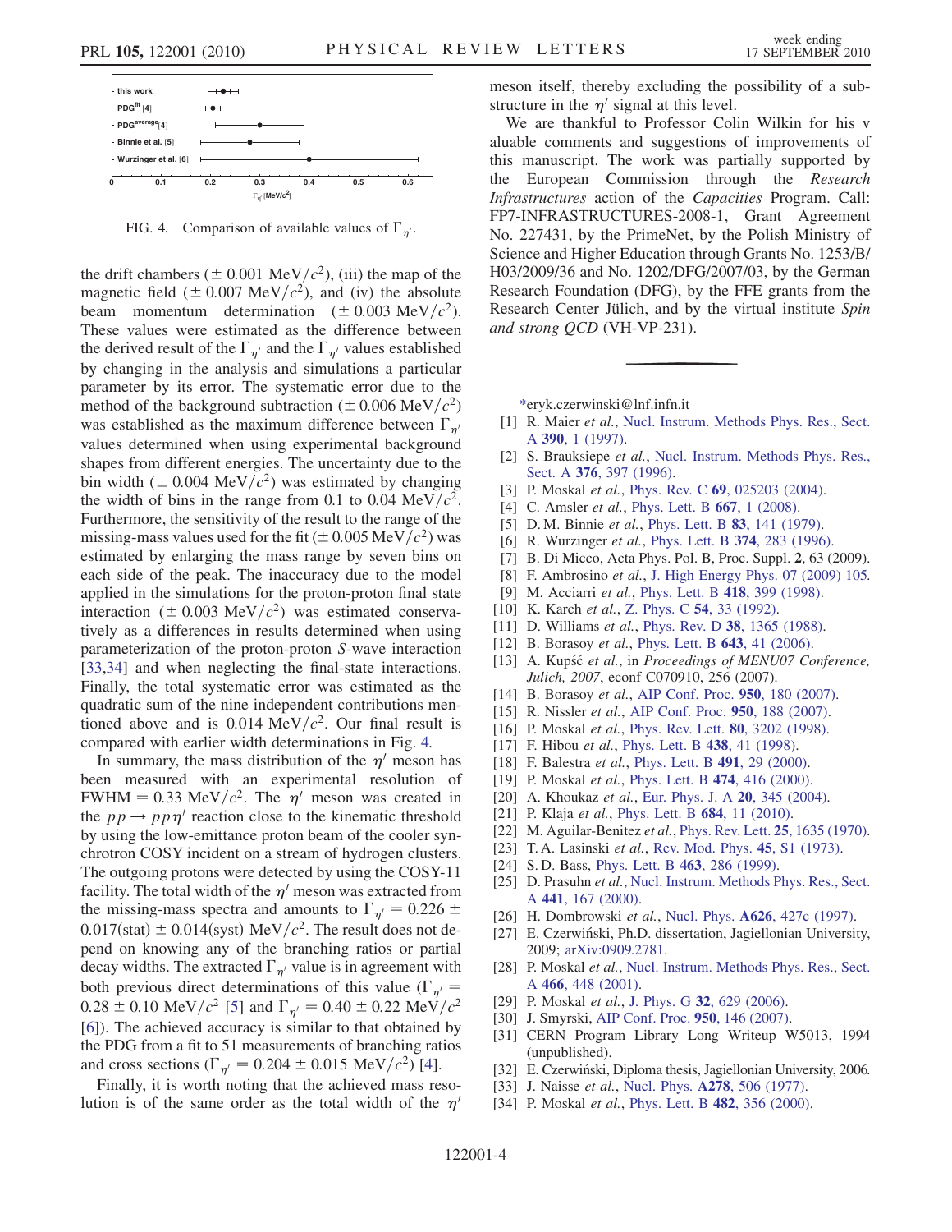this work

PDG$^{fit}$ [4]

PDG$^{average}$[4]

Binnie et al. [5]

Wurzinger et al. [6]

0 0.1 0.2 0.3 0.4 0.5 0.6

$\Gamma_{\eta'}$ [MeV/c$^2$]

FIG. 4. Comparison of available values of $\Gamma_{\eta'}$.

the drift chambers ($\pm$ 0.001 MeV/$c^2$), (iii) the map of the magnetic field ($\pm$ 0.007 MeV/$c^2$), and (iv) the absolute beam momentum determination ($\pm$ 0.003 MeV/$c^2$). These values were estimated as the difference between the derived result of the $\Gamma_{\eta'}$ and the $\Gamma_{\eta'}$ values established by changing in the analysis and simulations a particular parameter by its error. The systematic error due to the method of the background subtraction ($\pm$ 0.006 MeV/$c^2$) was established as the maximum difference between $\Gamma_{\eta'}$ values determined when using experimental background shapes from different energies. The uncertainty due to the bin width ($\pm$ 0.004 MeV/$c^2$) was estimated by changing the width of bins in the range from 0.1 to 0.04 MeV/$c^2$. Furthermore, the sensitivity of the result to the range of the missing-mass values used for the fit ($\pm$ 0.005 MeV/$c^2$) was estimated by enlarging the mass range by seven bins on each side of the peak. The inaccuracy due to the model applied in the simulations for the proton-proton final state interaction ($\pm$ 0.003 MeV/$c^2$) was estimated conservatively as a differences in results determined when using parameterization of the proton-proton $S$-wave interaction [33,34] and when neglecting the final-state interactions. Finally, the total systematic error was estimated as the quadratic sum of the nine independent contributions mentioned above and is 0.014 MeV/$c^2$. Our final result is compared with earlier width determinations in Fig. 4.

In summary, the mass distribution of the $\eta'$ meson has been measured with an experimental resolution of FWHM = 0.33 MeV/$c^2$. The $\eta'$ meson was created in the $pp \rightarrow pp\eta'$ reaction close to the kinematic threshold by using the low-emittance proton beam of the cooler synchrotron COSY incident on a stream of hydrogen clusters. The outgoing protons were detected by using the COSY-11 facility. The total width of the $\eta'$ meson was extracted from the missing-mass spectra and amounts to $\Gamma_{\eta'} = 0.226 \pm 0.017(\text{stat}) \pm 0.014(\text{syst})$ MeV/$c^2$. The result does not depend on knowing any of the branching ratios or partial decay widths. The extracted $\Gamma_{\eta'}$ value is in agreement with both previous direct determinations of this value ($\Gamma_{\eta'} = 0.28 \pm 0.10$ MeV/$c^2$ [5] and $\Gamma_{\eta'} = 0.40 \pm 0.22$ MeV/$c^2$ [6]). The achieved accuracy is similar to that obtained by the PDG from a fit to 51 measurements of branching ratios and cross sections ($\Gamma_{\eta'} = 0.204 \pm 0.015$ MeV/$c^2$) [4].

Finally, it is worth noting that the achieved mass resolution is of the same order as the total width of the $\eta'$ meson itself, thereby excluding the possibility of a substructure in the $\eta'$ signal at this level.

We are thankful to Professor Colin Wilkin for his valuable comments and suggestions of improvements of this manuscript. The work was partially supported by the European Commission through the *Research Infrastructures* action of the *Capacities* Program. Call: FP7-INFRASTRUCTURES-2008-1, Grant Agreement No. 227431, by the PrimeNet, by the Polish Ministry of Science and Higher Education through Grants No. 1253/B/H03/2009/36 and No. 1202/DFG/2007/03, by the German Research Foundation (DFG), by the FFE grants from the Research Center Jülich, and by the virtual institute *Spin and strong QCD* (VH-VP-231).

---

*eryk.czerwinski@lnf.infn.it

[1] R. Maier *et al.*, Nucl. Instrum. Methods Phys. Res., Sect. A **390**, 1 (1997).
[2] S. Brauksiepe *et al.*, Nucl. Instrum. Methods Phys. Res., Sect. A **376**, 397 (1996).
[3] P. Moskal *et al.*, Phys. Rev. C **69**, 025203 (2004).
[4] C. Amsler *et al.*, Phys. Lett. B **667**, 1 (2008).
[5] D. M. Binnie *et al.*, Phys. Lett. B **83**, 141 (1979).
[6] R. Wurzinger *et al.*, Phys. Lett. B **374**, 283 (1996).
[7] B. Di Micco, Acta Phys. Pol. B, Proc. Suppl. **2**, 63 (2009).
[8] F. Ambrosino *et al.*, J. High Energy Phys. 07 (2009) 105.
[9] M. Acciarri *et al.*, Phys. Lett. B **418**, 399 (1998).
[10] K. Karch *et al.*, Z. Phys. C **54**, 33 (1992).
[11] D. Williams *et al.*, Phys. Rev. D **38**, 1365 (1988).
[12] B. Borasoy *et al.*, Phys. Lett. B **643**, 41 (2006).
[13] A. Kupść *et al.*, in *Proceedings of MENU07 Conference, Julich, 2007*, econf C070910, 256 (2007).
[14] B. Borasoy *et al.*, AIP Conf. Proc. **950**, 180 (2007).
[15] R. Nissler *et al.*, AIP Conf. Proc. **950**, 188 (2007).
[16] P. Moskal *et al.*, Phys. Rev. Lett. **80**, 3202 (1998).
[17] F. Hibou *et al.*, Phys. Lett. B **438**, 41 (1998).
[18] F. Balestra *et al.*, Phys. Lett. B **491**, 29 (2000).
[19] P. Moskal *et al.*, Phys. Lett. B **474**, 416 (2000).
[20] A. Khoukaz *et al.*, Eur. Phys. J. A **20**, 345 (2004).
[21] P. Klaja *et al.*, Phys. Lett. B **684**, 11 (2010).
[22] M. Aguilar-Benitez *et al.*, Phys. Rev. Lett. **25**, 1635 (1970).
[23] T. A. Lasinski *et al.*, Rev. Mod. Phys. **45**, S1 (1973).
[24] S. D. Bass, Phys. Lett. B **463**, 286 (1999).
[25] D. Prasuhn *et al.*, Nucl. Instrum. Methods Phys. Res., Sect. A **441**, 167 (2000).
[26] H. Dombrowski *et al.*, Nucl. Phys. **A626**, 427c (1997).
[27] E. Czerwiński, Ph.D. dissertation, Jagiellonian University, 2009; arXiv:0909.2781.
[28] P. Moskal *et al.*, Nucl. Instrum. Methods Phys. Res., Sect. A **466**, 448 (2001).
[29] P. Moskal *et al.*, J. Phys. G **32**, 629 (2006).
[30] J. Smyrski, AIP Conf. Proc. **950**, 146 (2007).
[31] CERN Program Library Long Writeup W5013, 1994 (unpublished).
[32] E. Czerwiński, Diploma thesis, Jagiellonian University, 2006.
[33] J. Naisse *et al.*, Nucl. Phys. **A278**, 506 (1977).
[34] P. Moskal *et al.*, Phys. Lett. B **482**, 356 (2000).